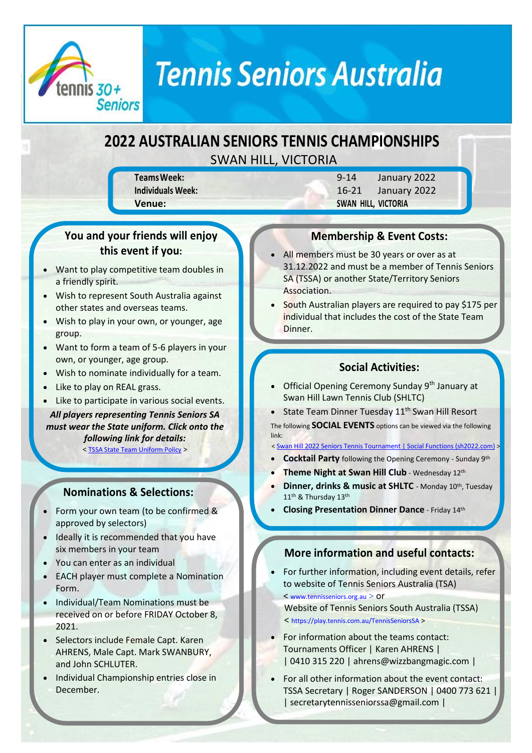tennis 30+ Seniors

# Tennis Seniors Australia

## 2022 AUSTRALIAN SENIORS TENNIS CHAMPIONSHIPS

SWAN HILL, VICTORIA

| | | |
|---|---|---|
| **Teams Week:** | 9-14 | January 2022 |
| **Individuals Week:** | 16-21 | January 2022 |
| **Venue:** | **SWAN HILL, VICTORIA** | |

### You and your friends will enjoy this event if you:

- Want to play competitive team doubles in a friendly spirit.
- Wish to represent South Australia against other states and overseas teams.
- Wish to play in your own, or younger, age group.
- Want to form a team of 5-6 players in your own, or younger, age group.
- Wish to nominate individually for a team.
- Like to play on REAL grass.
- Like to participate in various social events.

***All players representing Tennis Seniors SA must wear the State uniform. Click onto the following link for details:***
< TSSA State Team Uniform Policy >

### Nominations & Selections:

- Form your own team (to be confirmed & approved by selectors)
- Ideally it is recommended that you have six members in your team
- You can enter as an individual
- EACH player must complete a Nomination Form.
- Individual/Team Nominations must be received on or before FRIDAY October 8, 2021.
- Selectors include Female Capt. Karen AHRENS, Male Capt. Mark SWANBURY, and John SCHLUTER.
- Individual Championship entries close in December.

### Membership & Event Costs:

- All members must be 30 years or over as at 31.12.2022 and must be a member of Tennis Seniors SA (TSSA) or another State/Territory Seniors Association.
- South Australian players are required to pay $175 per individual that includes the cost of the State Team Dinner.

### Social Activities:

- Official Opening Ceremony Sunday 9th January at Swan Hill Lawn Tennis Club (SHLTC)
- State Team Dinner Tuesday 11th Swan Hill Resort

The following **SOCIAL EVENTS** options can be viewed via the following link:

< Swan Hill 2022 Seniors Tennis Tournament | Social Functions (sh2022.com) >

- **Cocktail Party** following the Opening Ceremony - Sunday 9th
- **Theme Night at Swan Hill Club** - Wednesday 12th
- **Dinner, drinks & music at SHLTC** - Monday 10th, Tuesday 11th & Thursday 13th
- **Closing Presentation Dinner Dance** - Friday 14th

### More information and useful contacts:

- For further information, including event details, refer to website of Tennis Seniors Australia (TSA)
  < www.tennisseniors.org.au > or
  Website of Tennis Seniors South Australia (TSSA)
  < https://play.tennis.com.au/TennisSeniorsSA >
- For information about the teams contact:
  Tournaments Officer | Karen AHRENS |
  | 0410 315 220 | ahrens@wizzbangmagic.com |
- For all other information about the event contact:
  TSSA Secretary | Roger SANDERSON | 0400 773 621 |
  | secretarytennisseniorssa@gmail.com |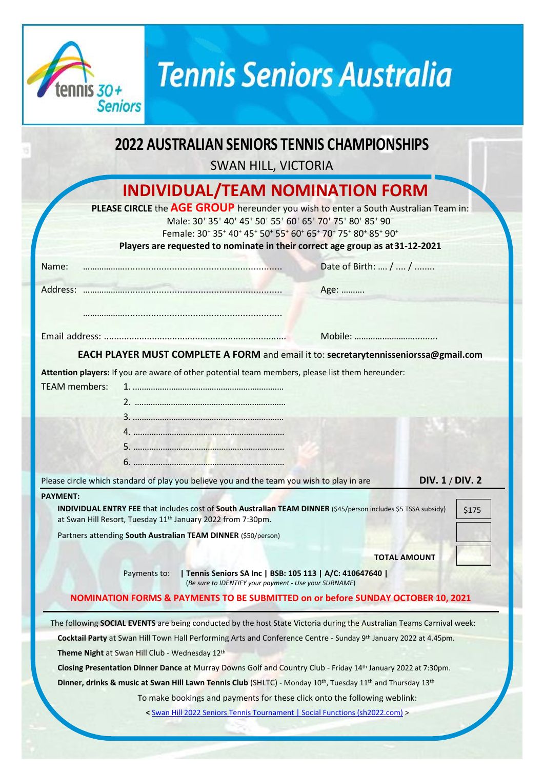# Tennis Seniors Australia

## 2022 AUSTRALIAN SENIORS TENNIS CHAMPIONSHIPS

SWAN HILL, VICTORIA

## INDIVIDUAL/TEAM NOMINATION FORM

**PLEASE CIRCLE** the **AGE GROUP** hereunder you wish to enter a South Australian Team in:

Male: 30+ 35+ 40+ 45+ 50+ 55+ 60+ 65+ 70+ 75+ 80+ 85+ 90+

Female: 30+ 35+ 40+ 45+ 50+ 55+ 60+ 65+ 70+ 75+ 80+ 85+ 90+

**Players are requested to nominate in their correct age group as at 31-12-2021**

Name: ........................................................................... Date of Birth: .... / .... / ........

Address: ........................................................................... Age: ..........

...........................................................................

Email address: ........................................................................... Mobile: ..................................

**EACH PLAYER MUST COMPLETE A FORM** and email it to: **secretarytennisseniorssa@gmail.com**

**Attention players:** If you are aware of other potential team members, please list them hereunder:

TEAM members:
1. ..................................................................
2. ..................................................................
3. ..................................................................
4. ..................................................................
5. ..................................................................
6. ..................................................................

Please circle which standard of play you believe you and the team you wish to play in are **DIV. 1 / DIV. 2**

**PAYMENT:**

| | |
|---|---|
| **INDIVIDUAL ENTRY FEE** that includes cost of **South Australian TEAM DINNER** ($45/person includes $5 TSSA subsidy) at Swan Hill Resort, Tuesday 11th January 2022 from 7:30pm. | $175 |
| Partners attending **South Australian TEAM DINNER** ($50/person) | |
| **TOTAL AMOUNT** | |

Payments to: **| Tennis Seniors SA Inc | BSB: 105 113 | A/C: 410647640 |**
(*Be sure to IDENTIFY your payment - Use your SURNAME*)

**NOMINATION FORMS & PAYMENTS TO BE SUBMITTED on or before SUNDAY OCTOBER 10, 2021**

The following **SOCIAL EVENTS** are being conducted by the host State Victoria during the Australian Teams Carnival week:

**Cocktail Party** at Swan Hill Town Hall Performing Arts and Conference Centre - Sunday 9th January 2022 at 4.45pm.

**Theme Night** at Swan Hill Club - Wednesday 12th

**Closing Presentation Dinner Dance** at Murray Downs Golf and Country Club - Friday 14th January 2022 at 7:30pm.

**Dinner, drinks & music at Swan Hill Lawn Tennis Club** (SHLTC) - Monday 10th, Tuesday 11th and Thursday 13th

To make bookings and payments for these click onto the following weblink:

< Swan Hill 2022 Seniors Tennis Tournament | Social Functions (sh2022.com) >